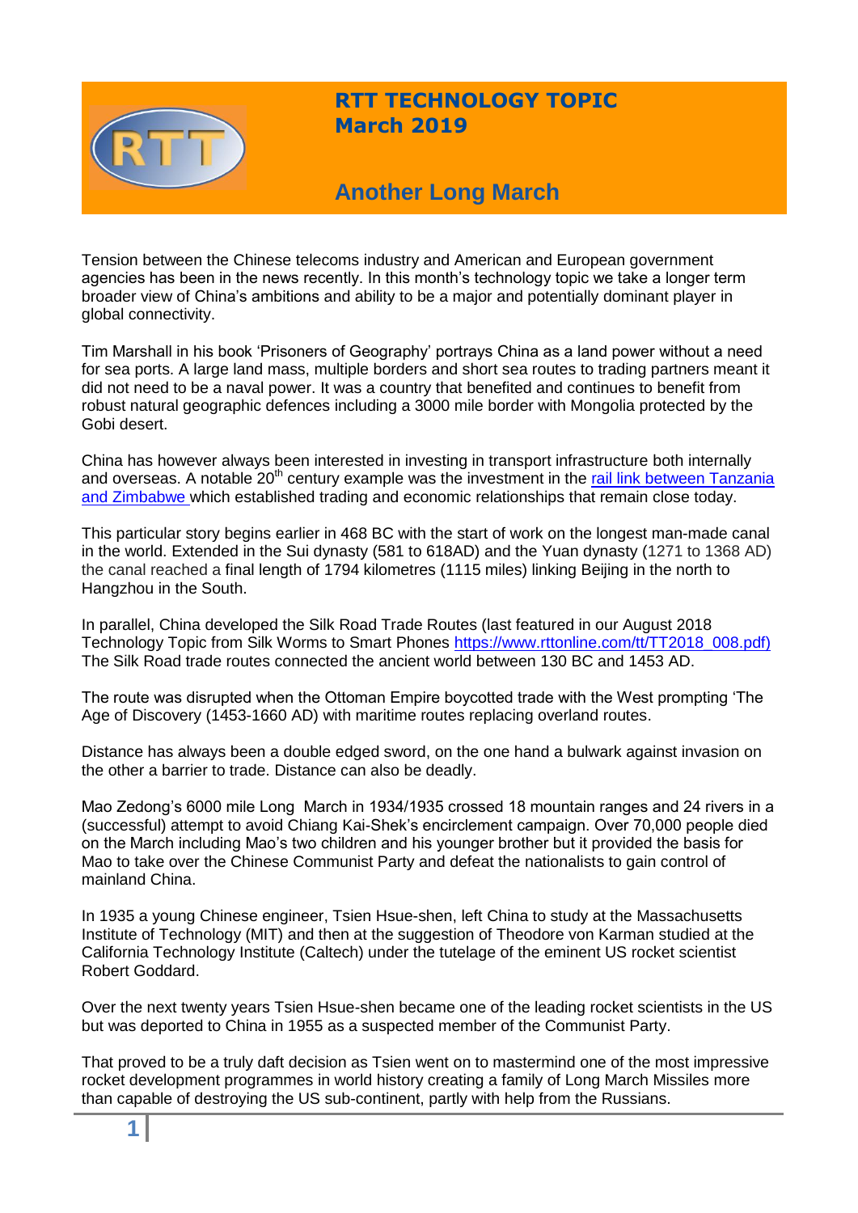# RTT TECHNOLOGY TOPIC
## March 2019

## Another Long March

Tension between the Chinese telecoms industry and American and European government agencies has been in the news recently. In this month's technology topic we take a longer term broader view of China's ambitions and ability to be a major and potentially dominant player in global connectivity.

Tim Marshall in his book 'Prisoners of Geography' portrays China as a land power without a need for sea ports. A large land mass, multiple borders and short sea routes to trading partners meant it did not need to be a naval power. It was a country that benefited and continues to benefit from robust natural geographic defences including a 3000 mile border with Mongolia protected by the Gobi desert.

China has however always been interested in investing in transport infrastructure both internally and overseas. A notable 20th century example was the investment in the [rail link between Tanzania and Zimbabwe](#) which established trading and economic relationships that remain close today.

This particular story begins earlier in 468 BC with the start of work on the longest man-made canal in the world. Extended in the Sui dynasty (581 to 618AD) and the Yuan dynasty (1271 to 1368 AD) the canal reached a final length of 1794 kilometres (1115 miles) linking Beijing in the north to Hangzhou in the South.

In parallel, China developed the Silk Road Trade Routes (last featured in our August 2018 Technology Topic from Silk Worms to Smart Phones https://www.rttonline.com/tt/TT2018_008.pdf) The Silk Road trade routes connected the ancient world between 130 BC and 1453 AD.

The route was disrupted when the Ottoman Empire boycotted trade with the West prompting 'The Age of Discovery (1453-1660 AD) with maritime routes replacing overland routes.

Distance has always been a double edged sword, on the one hand a bulwark against invasion on the other a barrier to trade. Distance can also be deadly.

Mao Zedong's 6000 mile Long March in 1934/1935 crossed 18 mountain ranges and 24 rivers in a (successful) attempt to avoid Chiang Kai-Shek's encirclement campaign. Over 70,000 people died on the March including Mao's two children and his younger brother but it provided the basis for Mao to take over the Chinese Communist Party and defeat the nationalists to gain control of mainland China.

In 1935 a young Chinese engineer, Tsien Hsue-shen, left China to study at the Massachusetts Institute of Technology (MIT) and then at the suggestion of Theodore von Karman studied at the California Technology Institute (Caltech) under the tutelage of the eminent US rocket scientist Robert Goddard.

Over the next twenty years Tsien Hsue-shen became one of the leading rocket scientists in the US but was deported to China in 1955 as a suspected member of the Communist Party.

That proved to be a truly daft decision as Tsien went on to mastermind one of the most impressive rocket development programmes in world history creating a family of Long March Missiles more than capable of destroying the US sub-continent, partly with help from the Russians.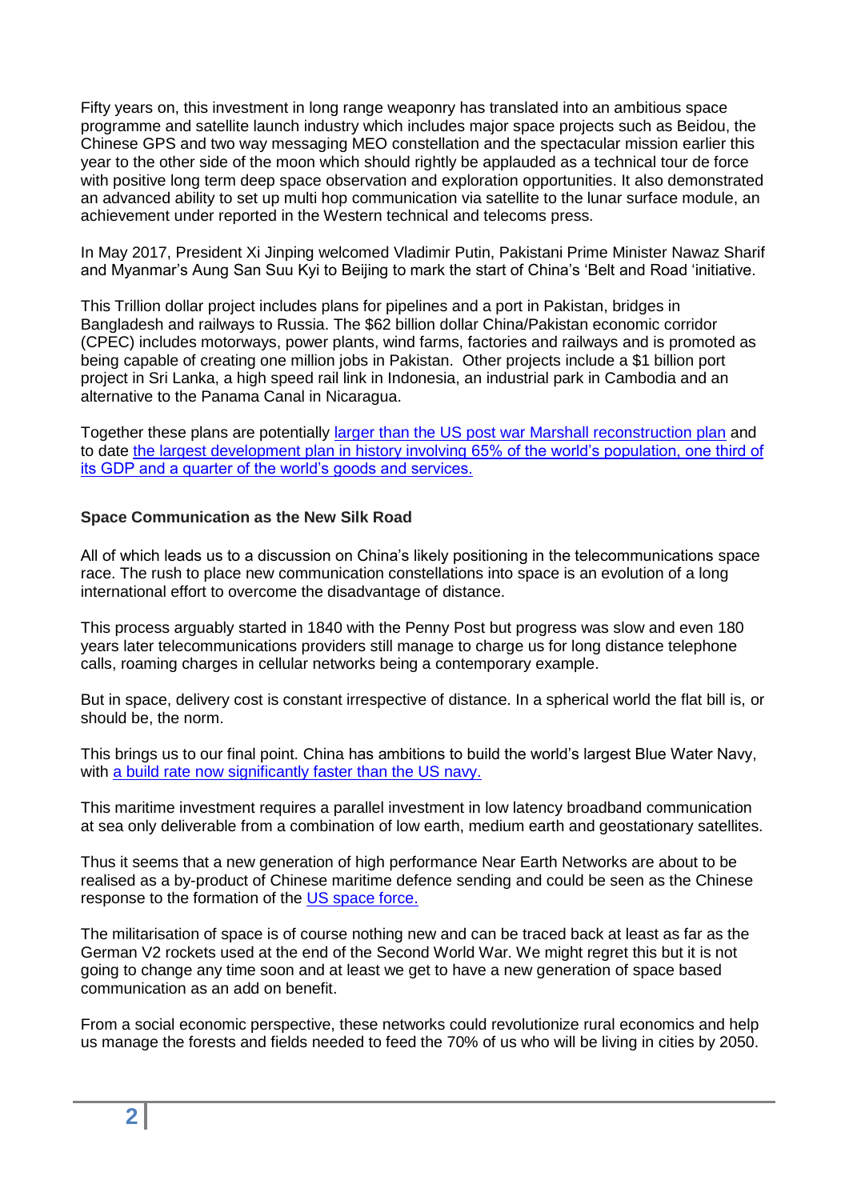Fifty years on, this investment in long range weaponry has translated into an ambitious space programme and satellite launch industry which includes major space projects such as Beidou, the Chinese GPS and two way messaging MEO constellation and the spectacular mission earlier this year to the other side of the moon which should rightly be applauded as a technical tour de force with positive long term deep space observation and exploration opportunities. It also demonstrated an advanced ability to set up multi hop communication via satellite to the lunar surface module, an achievement under reported in the Western technical and telecoms press.

In May 2017, President Xi Jinping welcomed Vladimir Putin, Pakistani Prime Minister Nawaz Sharif and Myanmar's Aung San Suu Kyi to Beijing to mark the start of China's 'Belt and Road 'initiative.

This Trillion dollar project includes plans for pipelines and a port in Pakistan, bridges in Bangladesh and railways to Russia. The $62 billion dollar China/Pakistan economic corridor (CPEC) includes motorways, power plants, wind farms, factories and railways and is promoted as being capable of creating one million jobs in Pakistan. Other projects include a $1 billion port project in Sri Lanka, a high speed rail link in Indonesia, an industrial park in Cambodia and an alternative to the Panama Canal in Nicaragua.

Together these plans are potentially larger than the US post war Marshall reconstruction plan and to date the largest development plan in history involving 65% of the world's population, one third of its GDP and a quarter of the world's goods and services.

**Space Communication as the New Silk Road**

All of which leads us to a discussion on China's likely positioning in the telecommunications space race. The rush to place new communication constellations into space is an evolution of a long international effort to overcome the disadvantage of distance.

This process arguably started in 1840 with the Penny Post but progress was slow and even 180 years later telecommunications providers still manage to charge us for long distance telephone calls, roaming charges in cellular networks being a contemporary example.

But in space, delivery cost is constant irrespective of distance. In a spherical world the flat bill is, or should be, the norm.

This brings us to our final point. China has ambitions to build the world's largest Blue Water Navy, with a build rate now significantly faster than the US navy.

This maritime investment requires a parallel investment in low latency broadband communication at sea only deliverable from a combination of low earth, medium earth and geostationary satellites.

Thus it seems that a new generation of high performance Near Earth Networks are about to be realised as a by-product of Chinese maritime defence sending and could be seen as the Chinese response to the formation of the US space force.

The militarisation of space is of course nothing new and can be traced back at least as far as the German V2 rockets used at the end of the Second World War. We might regret this but it is not going to change any time soon and at least we get to have a new generation of space based communication as an add on benefit.

From a social economic perspective, these networks could revolutionize rural economics and help us manage the forests and fields needed to feed the 70% of us who will be living in cities by 2050.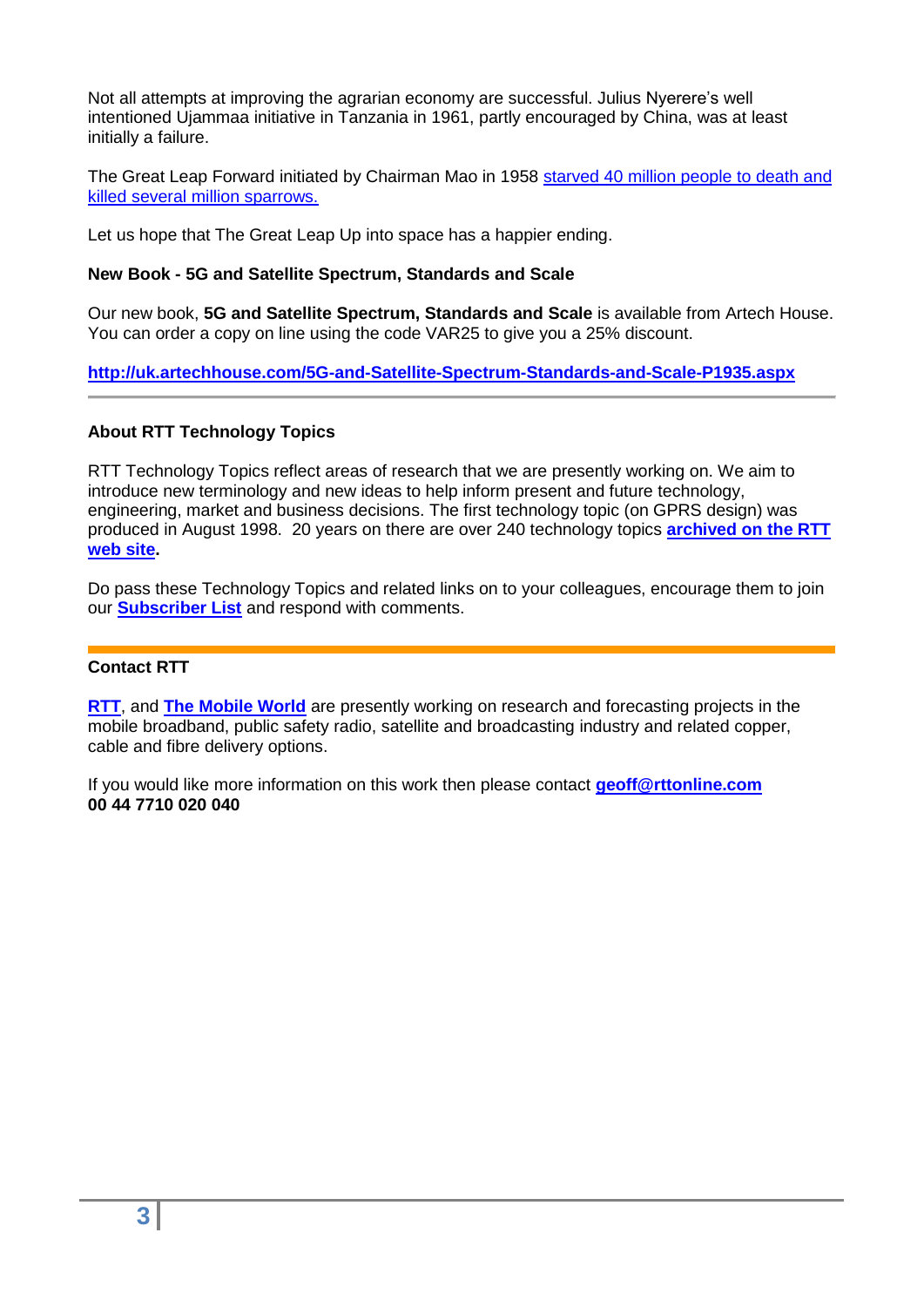Not all attempts at improving the agrarian economy are successful. Julius Nyerere's well intentioned Ujammaa initiative in Tanzania in 1961, partly encouraged by China, was at least initially a failure.

The Great Leap Forward initiated by Chairman Mao in 1958 starved 40 million people to death and killed several million sparrows.

Let us hope that The Great Leap Up into space has a happier ending.

**New Book - 5G and Satellite Spectrum, Standards and Scale**

Our new book, **5G and Satellite Spectrum, Standards and Scale** is available from Artech House. You can order a copy on line using the code VAR25 to give you a 25% discount.

**http://uk.artechhouse.com/5G-and-Satellite-Spectrum-Standards-and-Scale-P1935.aspx**

---

**About RTT Technology Topics**

RTT Technology Topics reflect areas of research that we are presently working on. We aim to introduce new terminology and new ideas to help inform present and future technology, engineering, market and business decisions. The first technology topic (on GPRS design) was produced in August 1998. 20 years on there are over 240 technology topics **archived on the RTT web site**.

Do pass these Technology Topics and related links on to your colleagues, encourage them to join our **Subscriber List** and respond with comments.

---

**Contact RTT**

**RTT**, and **The Mobile World** are presently working on research and forecasting projects in the mobile broadband, public safety radio, satellite and broadcasting industry and related copper, cable and fibre delivery options.

If you would like more information on this work then please contact **geoff@rttonline.com**
**00 44 7710 020 040**